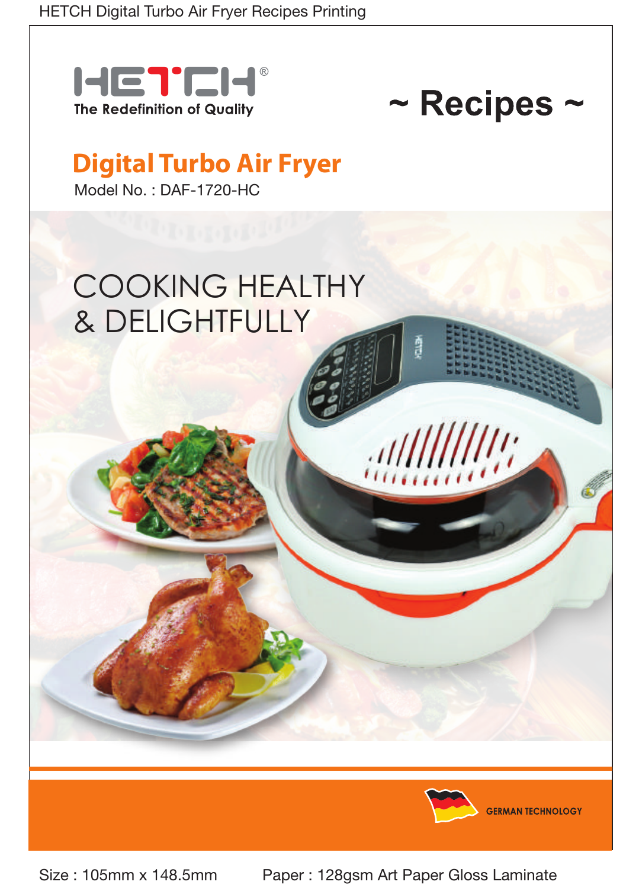HETCH Digital Turbo Air Fryer Recipes Printing

HETCH®

The Redefinition of Quality

# ~ Recipes ~

## Digital Turbo Air Fryer

Model No. : DAF-1720-HC

COOKING HEALTHY
& DELIGHTFULLY

GERMAN TECHNOLOGY

Size : 105mm x 148.5mm

Paper : 128gsm Art Paper Gloss Laminate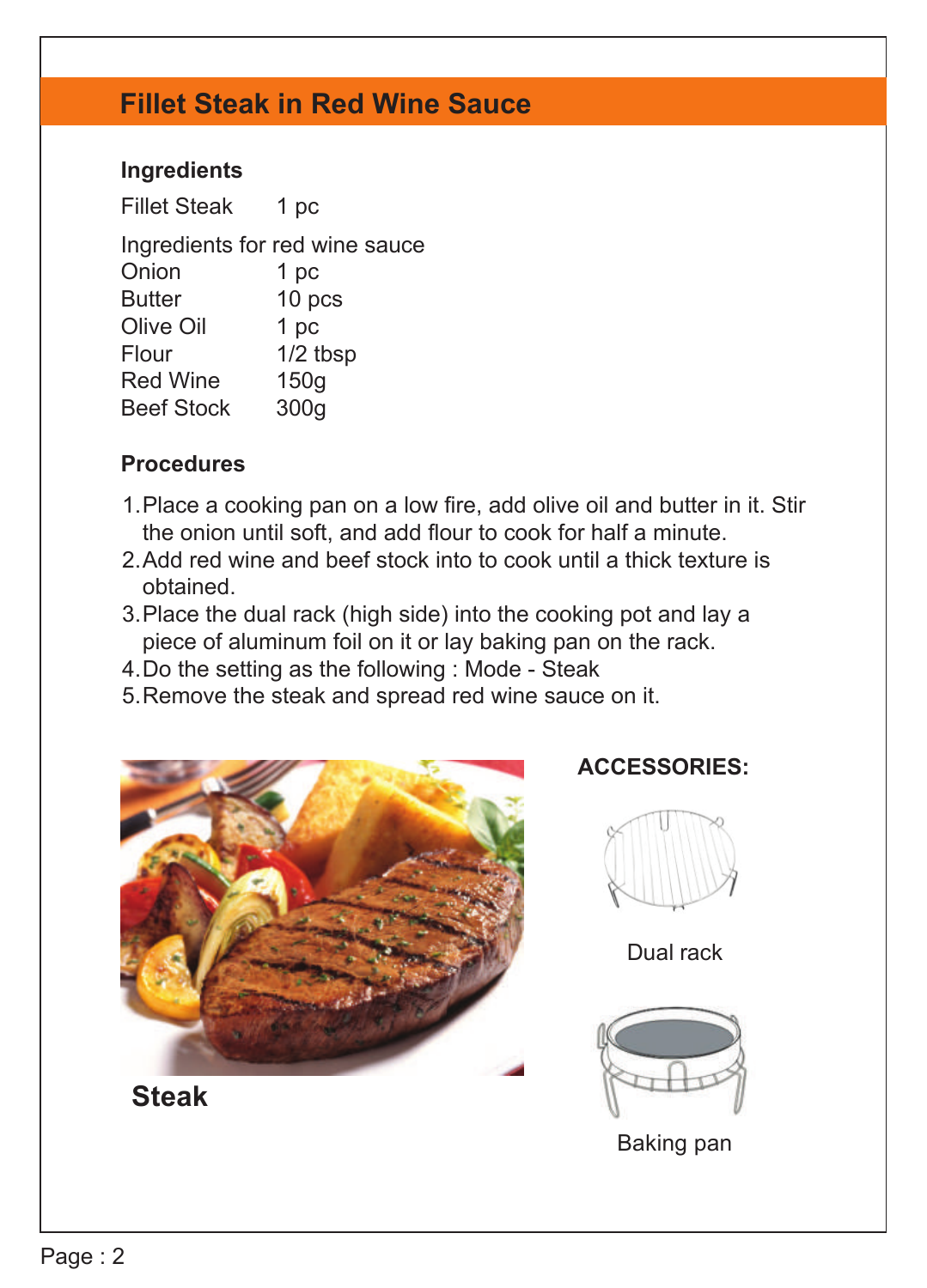# Fillet Steak in Red Wine Sauce

**Ingredients**

Fillet Steak 1 pc

Ingredients for red wine sauce

| | |
|---|---|
| Onion | 1 pc |
| Butter | 10 pcs |
| Olive Oil | 1 pc |
| Flour | 1/2 tbsp |
| Red Wine | 150g |
| Beef Stock | 300g |

**Procedures**

1. Place a cooking pan on a low fire, add olive oil and butter in it. Stir the onion until soft, and add flour to cook for half a minute.
2. Add red wine and beef stock into to cook until a thick texture is obtained.
3. Place the dual rack (high side) into the cooking pot and lay a piece of aluminum foil on it or lay baking pan on the rack.
4. Do the setting as the following : Mode - Steak
5. Remove the steak and spread red wine sauce on it.

**Steak**

**ACCESSORIES:**

Dual rack

Baking pan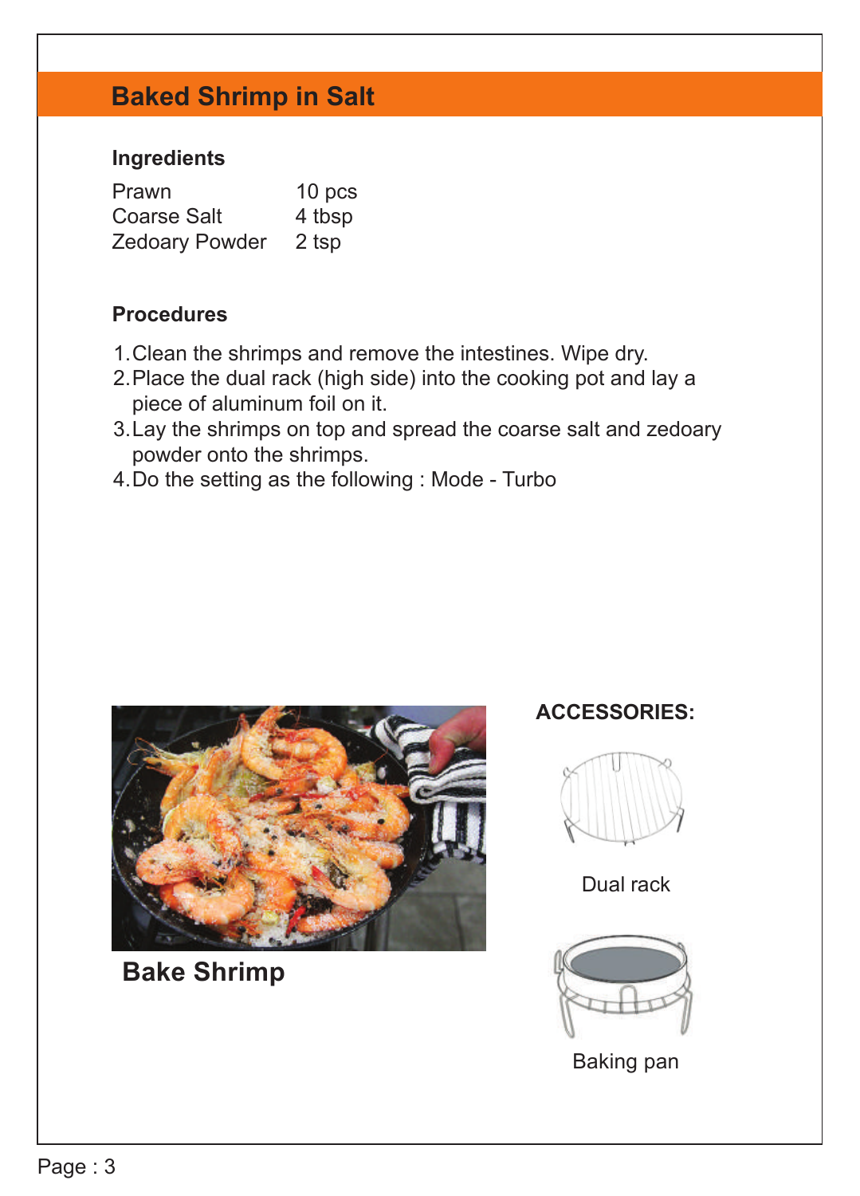## Baked Shrimp in Salt

### Ingredients

| | |
|---|---|
| Prawn | 10 pcs |
| Coarse Salt | 4 tbsp |
| Zedoary Powder | 2 tsp |

### Procedures

1. Clean the shrimps and remove the intestines. Wipe dry.
2. Place the dual rack (high side) into the cooking pot and lay a piece of aluminum foil on it.
3. Lay the shrimps on top and spread the coarse salt and zedoary powder onto the shrimps.
4. Do the setting as the following : Mode - Turbo

**Bake Shrimp**

**ACCESSORIES:**

Dual rack

Baking pan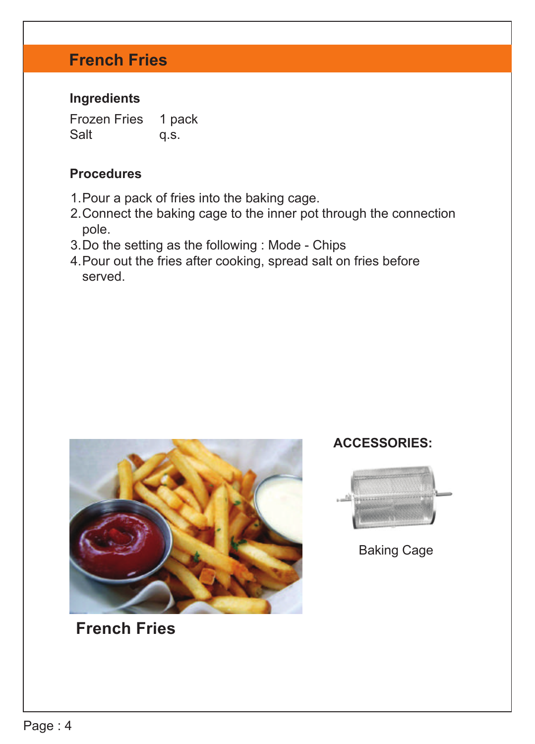# French Fries

### Ingredients

| | |
|---|---|
| Frozen Fries | 1 pack |
| Salt | q.s. |

### Procedures

1. Pour a pack of fries into the baking cage.
2. Connect the baking cage to the inner pot through the connection pole.
3. Do the setting as the following : Mode - Chips
4. Pour out the fries after cooking, spread salt on fries before served.

**French Fries**

**ACCESSORIES:**

Baking Cage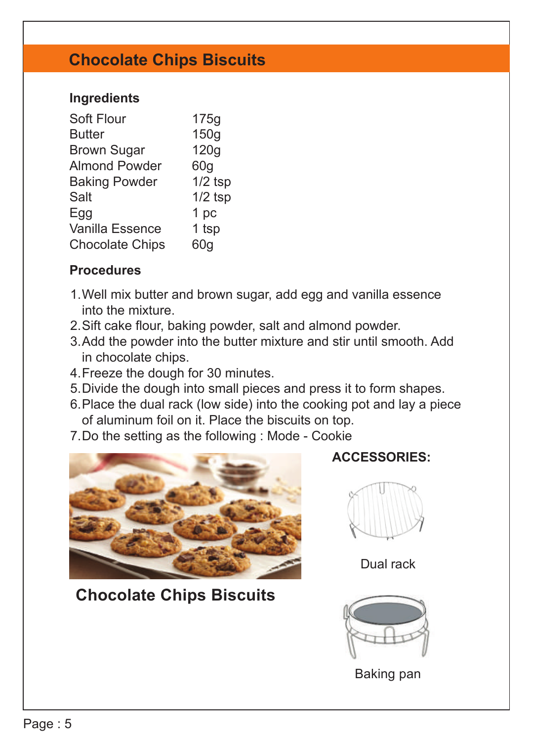## Chocolate Chips Biscuits

### Ingredients

| | |
|---|---|
| Soft Flour | 175g |
| Butter | 150g |
| Brown Sugar | 120g |
| Almond Powder | 60g |
| Baking Powder | 1/2 tsp |
| Salt | 1/2 tsp |
| Egg | 1 pc |
| Vanilla Essence | 1 tsp |
| Chocolate Chips | 60g |

### Procedures

1. Well mix butter and brown sugar, add egg and vanilla essence into the mixture.
2. Sift cake flour, baking powder, salt and almond powder.
3. Add the powder into the butter mixture and stir until smooth. Add in chocolate chips.
4. Freeze the dough for 30 minutes.
5. Divide the dough into small pieces and press it to form shapes.
6. Place the dual rack (low side) into the cooking pot and lay a piece of aluminum foil on it. Place the biscuits on top.
7. Do the setting as the following : Mode - Cookie

**Chocolate Chips Biscuits**

**ACCESSORIES:**

Dual rack

Baking pan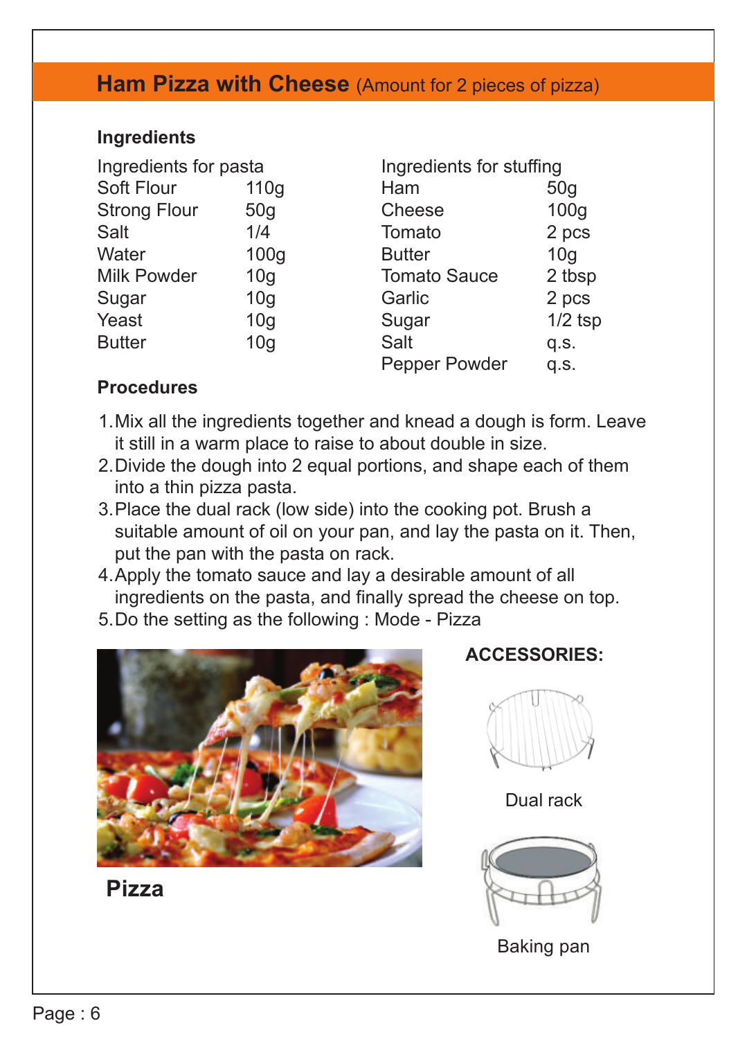## Ham Pizza with Cheese (Amount for 2 pieces of pizza)

### Ingredients

| Ingredients for pasta | |
|---|---|
| Soft Flour | 110g |
| Strong Flour | 50g |
| Salt | 1/4 |
| Water | 100g |
| Milk Powder | 10g |
| Sugar | 10g |
| Yeast | 10g |
| Butter | 10g |

| Ingredients for stuffing | |
|---|---|
| Ham | 50g |
| Cheese | 100g |
| Tomato | 2 pcs |
| Butter | 10g |
| Tomato Sauce | 2 tbsp |
| Garlic | 2 pcs |
| Sugar | 1/2 tsp |
| Salt | q.s. |
| Pepper Powder | q.s. |

### Procedures

1. Mix all the ingredients together and knead a dough is form. Leave it still in a warm place to raise to about double in size.
2. Divide the dough into 2 equal portions, and shape each of them into a thin pizza pasta.
3. Place the dual rack (low side) into the cooking pot. Brush a suitable amount of oil on your pan, and lay the pasta on it. Then, put the pan with the pasta on rack.
4. Apply the tomato sauce and lay a desirable amount of all ingredients on the pasta, and finally spread the cheese on top.
5. Do the setting as the following : Mode - Pizza

**Pizza**

**ACCESSORIES:**

Dual rack

Baking pan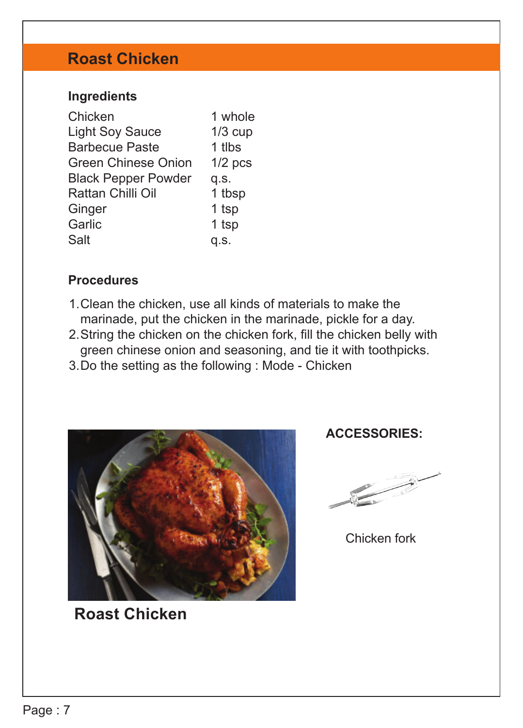## Roast Chicken

### Ingredients

| | |
|---|---|
| Chicken | 1 whole |
| Light Soy Sauce | 1/3 cup |
| Barbecue Paste | 1 tlbs |
| Green Chinese Onion | 1/2 pcs |
| Black Pepper Powder | q.s. |
| Rattan Chilli Oil | 1 tbsp |
| Ginger | 1 tsp |
| Garlic | 1 tsp |
| Salt | q.s. |

### Procedures

1. Clean the chicken, use all kinds of materials to make the marinade, put the chicken in the marinade, pickle for a day.
2. String the chicken on the chicken fork, fill the chicken belly with green chinese onion and seasoning, and tie it with toothpicks.
3. Do the setting as the following : Mode - Chicken

**Roast Chicken**

**ACCESSORIES:**

Chicken fork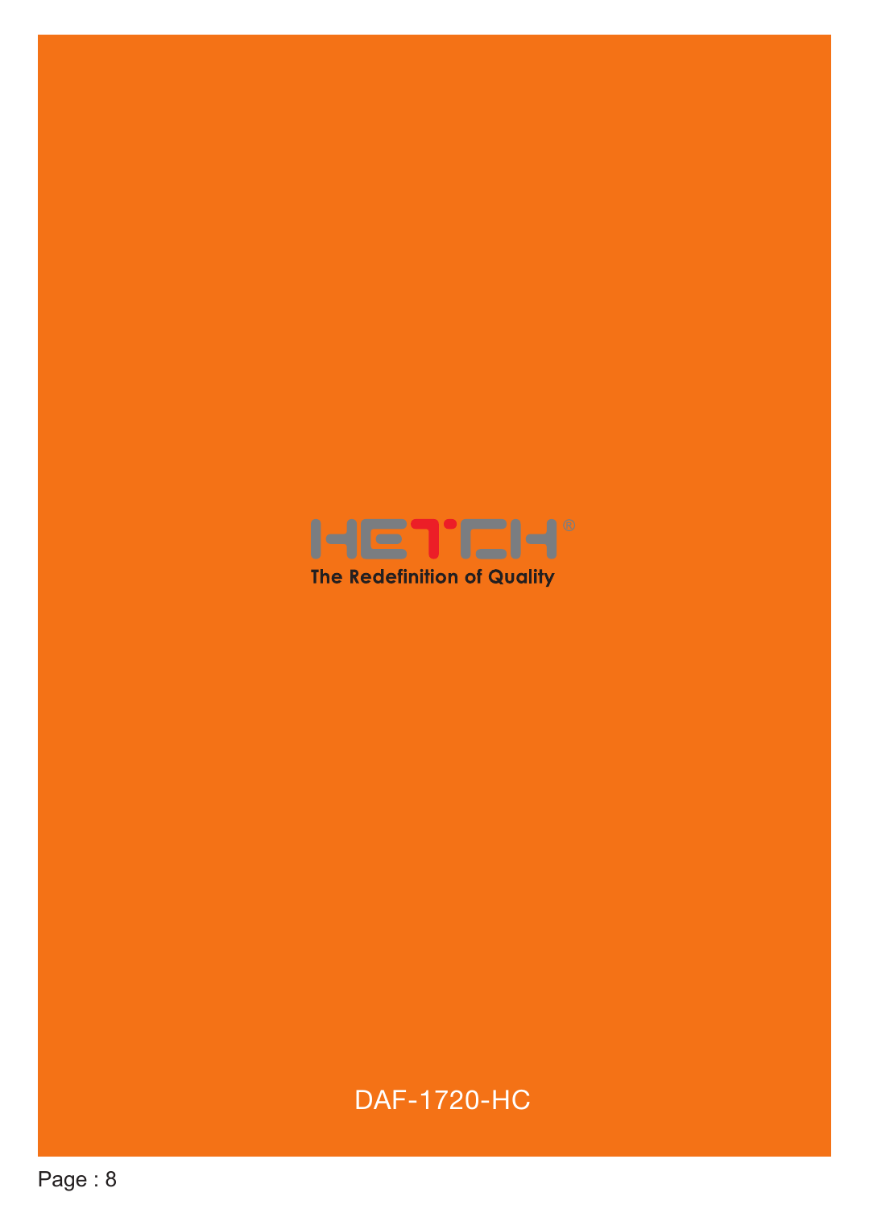HETCH®

The Redefinition of Quality

DAF-1720-HC